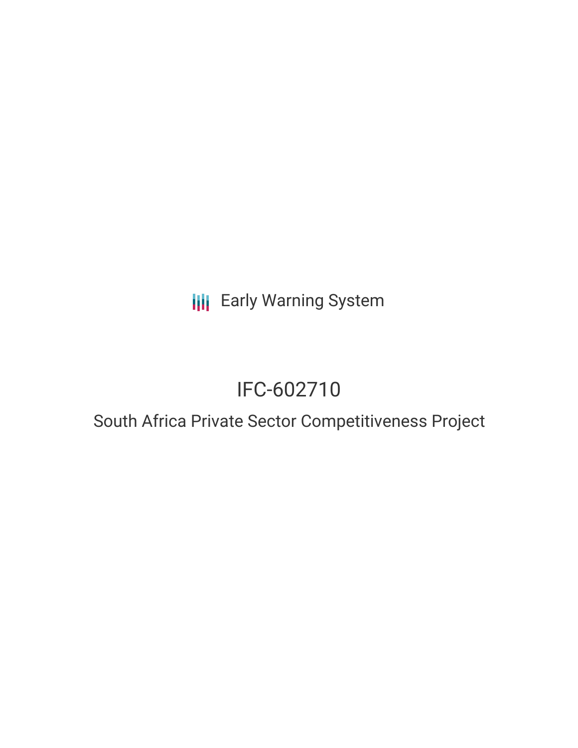Early Warning System

# IFC-602710

## South Africa Private Sector Competitiveness Project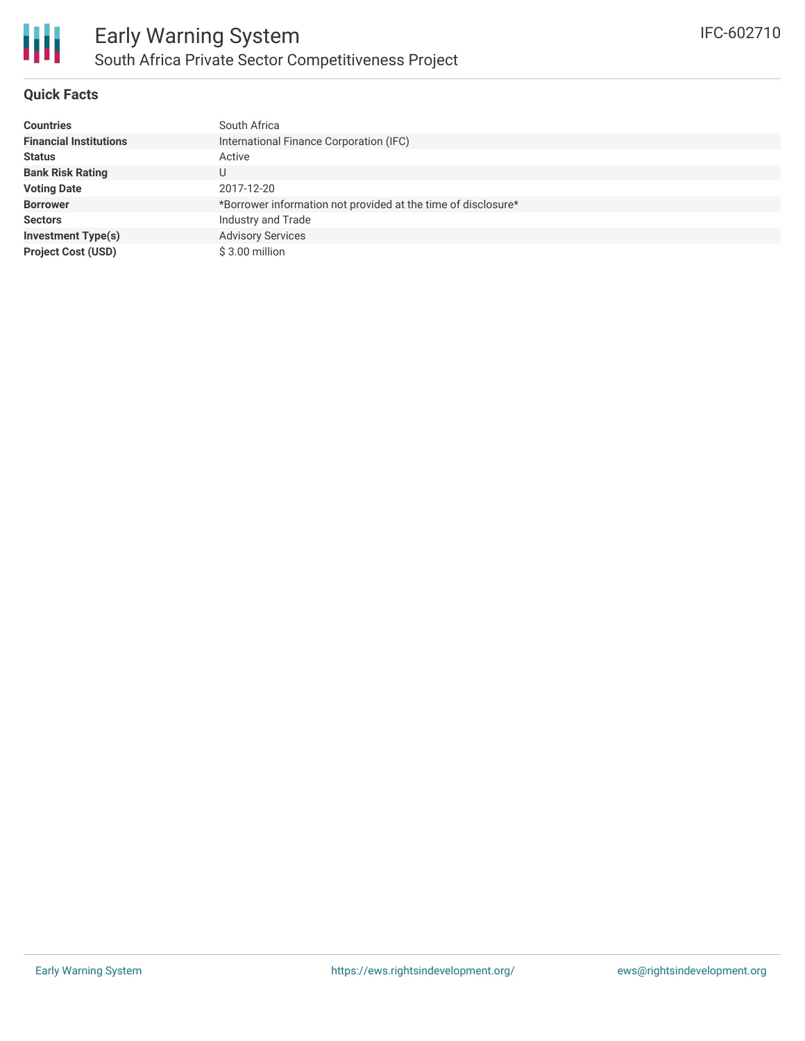# Early Warning System

## South Africa Private Sector Competitiveness Project

IFC-602710

### Quick Facts

| | |
|---|---|
| **Countries** | South Africa |
| **Financial Institutions** | International Finance Corporation (IFC) |
| **Status** | Active |
| **Bank Risk Rating** | U |
| **Voting Date** | 2017-12-20 |
| **Borrower** | *Borrower information not provided at the time of disclosure* |
| **Sectors** | Industry and Trade |
| **Investment Type(s)** | Advisory Services |
| **Project Cost (USD)** | $ 3.00 million |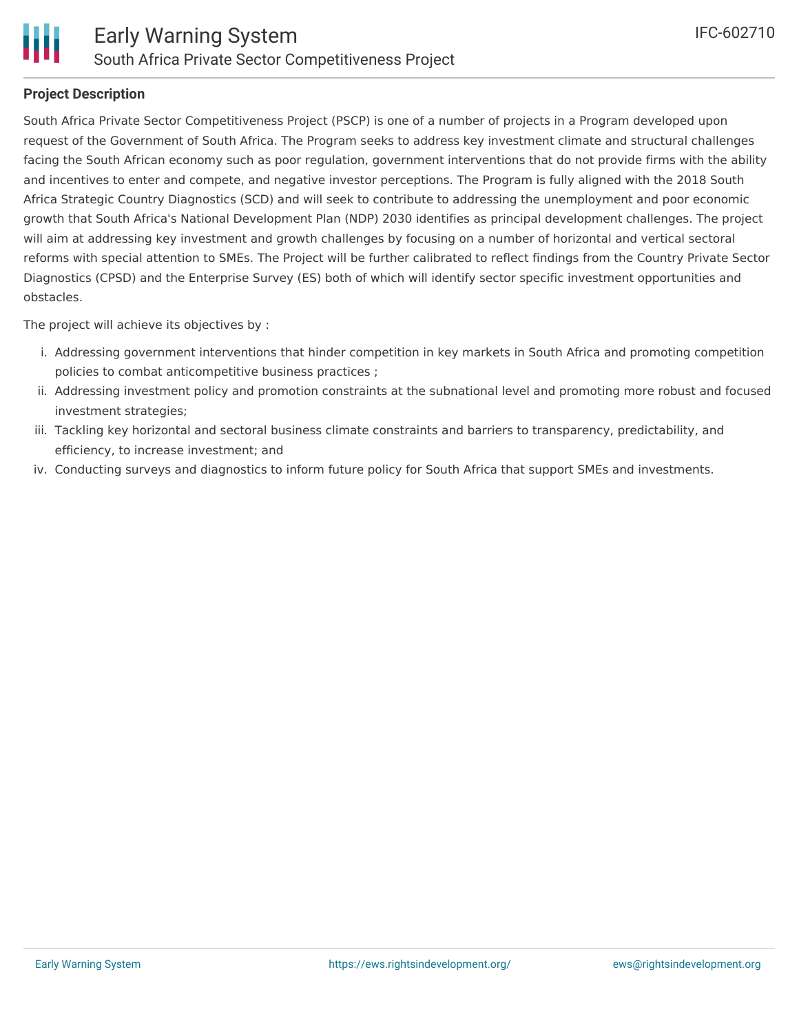## Project Description

South Africa Private Sector Competitiveness Project (PSCP) is one of a number of projects in a Program developed upon request of the Government of South Africa. The Program seeks to address key investment climate and structural challenges facing the South African economy such as poor regulation, government interventions that do not provide firms with the ability and incentives to enter and compete, and negative investor perceptions. The Program is fully aligned with the 2018 South Africa Strategic Country Diagnostics (SCD) and will seek to contribute to addressing the unemployment and poor economic growth that South Africa's National Development Plan (NDP) 2030 identifies as principal development challenges. The project will aim at addressing key investment and growth challenges by focusing on a number of horizontal and vertical sectoral reforms with special attention to SMEs. The Project will be further calibrated to reflect findings from the Country Private Sector Diagnostics (CPSD) and the Enterprise Survey (ES) both of which will identify sector specific investment opportunities and obstacles.

The project will achieve its objectives by :

i. Addressing government interventions that hinder competition in key markets in South Africa and promoting competition policies to combat anticompetitive business practices ;
ii. Addressing investment policy and promotion constraints at the subnational level and promoting more robust and focused investment strategies;
iii. Tackling key horizontal and sectoral business climate constraints and barriers to transparency, predictability, and efficiency, to increase investment; and
iv. Conducting surveys and diagnostics to inform future policy for South Africa that support SMEs and investments.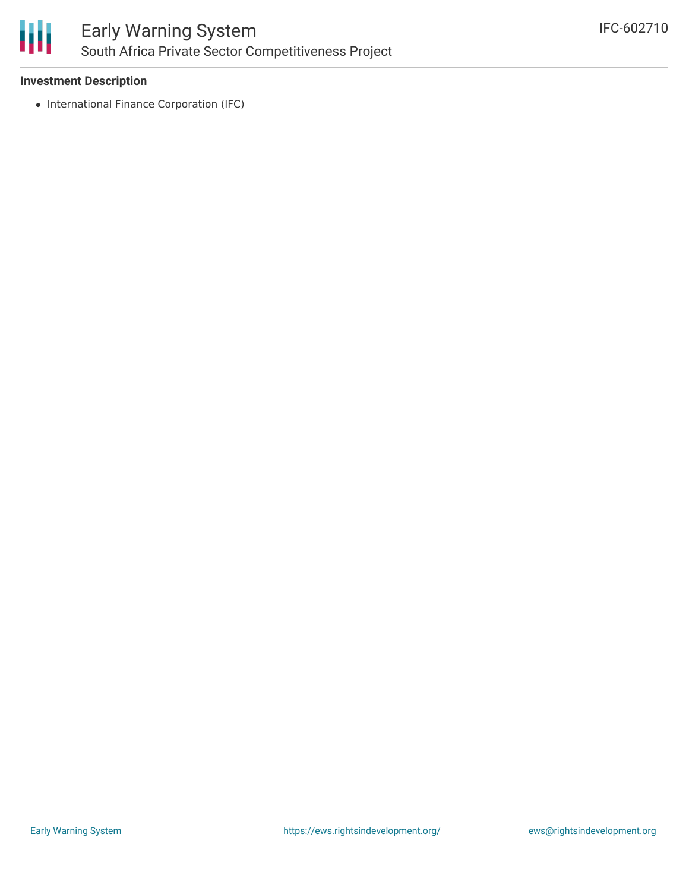### Investment Description

- International Finance Corporation (IFC)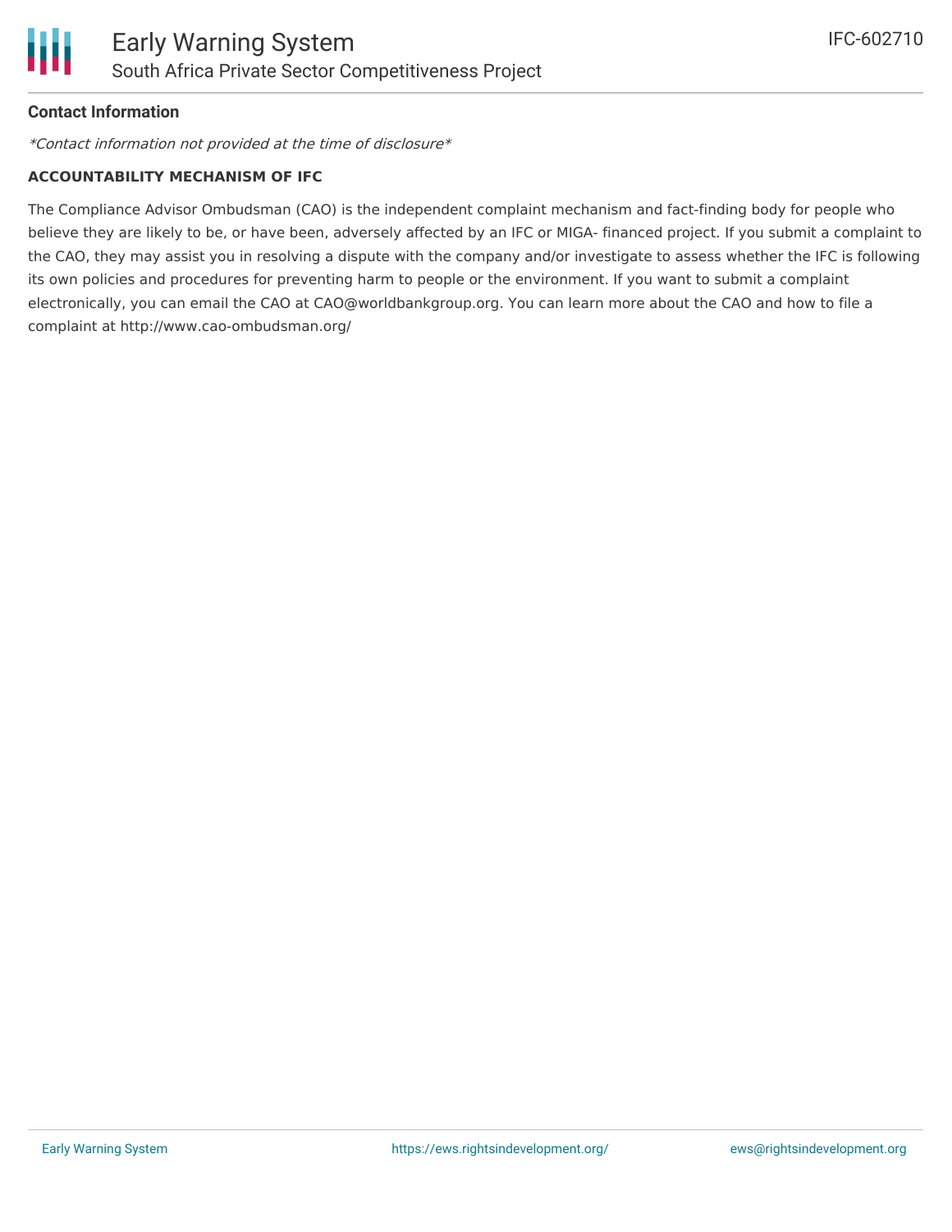#### Contact Information

*\*Contact information not provided at the time of disclosure\**

**ACCOUNTABILITY MECHANISM OF IFC**

The Compliance Advisor Ombudsman (CAO) is the independent complaint mechanism and fact-finding body for people who believe they are likely to be, or have been, adversely affected by an IFC or MIGA- financed project. If you submit a complaint to the CAO, they may assist you in resolving a dispute with the company and/or investigate to assess whether the IFC is following its own policies and procedures for preventing harm to people or the environment. If you want to submit a complaint electronically, you can email the CAO at CAO@worldbankgroup.org. You can learn more about the CAO and how to file a complaint at http://www.cao-ombudsman.org/